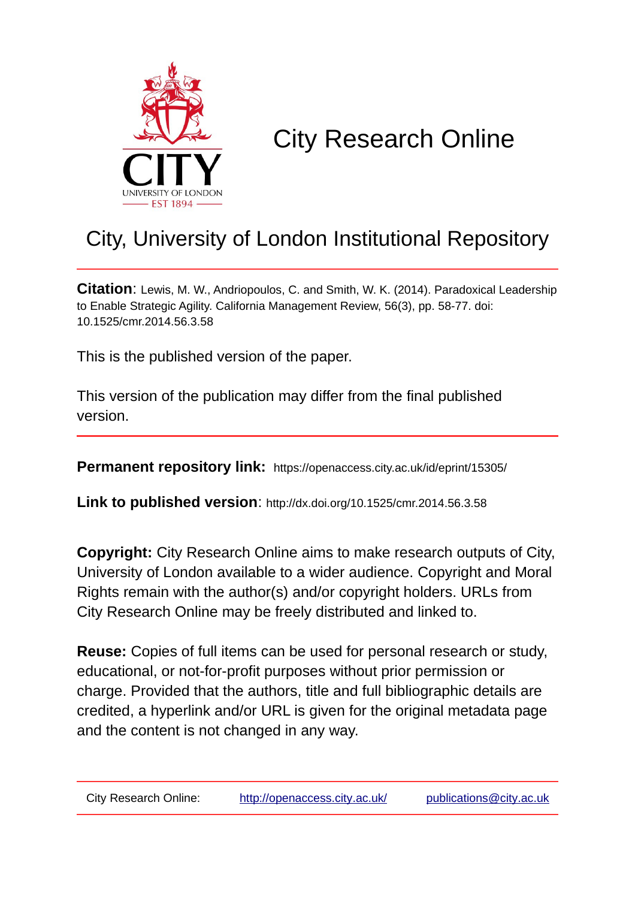# City Research Online

## City, University of London Institutional Repository

**Citation**: Lewis, M. W., Andriopoulos, C. and Smith, W. K. (2014). Paradoxical Leadership to Enable Strategic Agility. California Management Review, 56(3), pp. 58-77. doi: 10.1525/cmr.2014.56.3.58

This is the published version of the paper.

This version of the publication may differ from the final published version.

**Permanent repository link:** https://openaccess.city.ac.uk/id/eprint/15305/

**Link to published version**: http://dx.doi.org/10.1525/cmr.2014.56.3.58

**Copyright:** City Research Online aims to make research outputs of City, University of London available to a wider audience. Copyright and Moral Rights remain with the author(s) and/or copyright holders. URLs from City Research Online may be freely distributed and linked to.

**Reuse:** Copies of full items can be used for personal research or study, educational, or not-for-profit purposes without prior permission or charge. Provided that the authors, title and full bibliographic details are credited, a hyperlink and/or URL is given for the original metadata page and the content is not changed in any way.

City Research Online: http://openaccess.city.ac.uk/ publications@city.ac.uk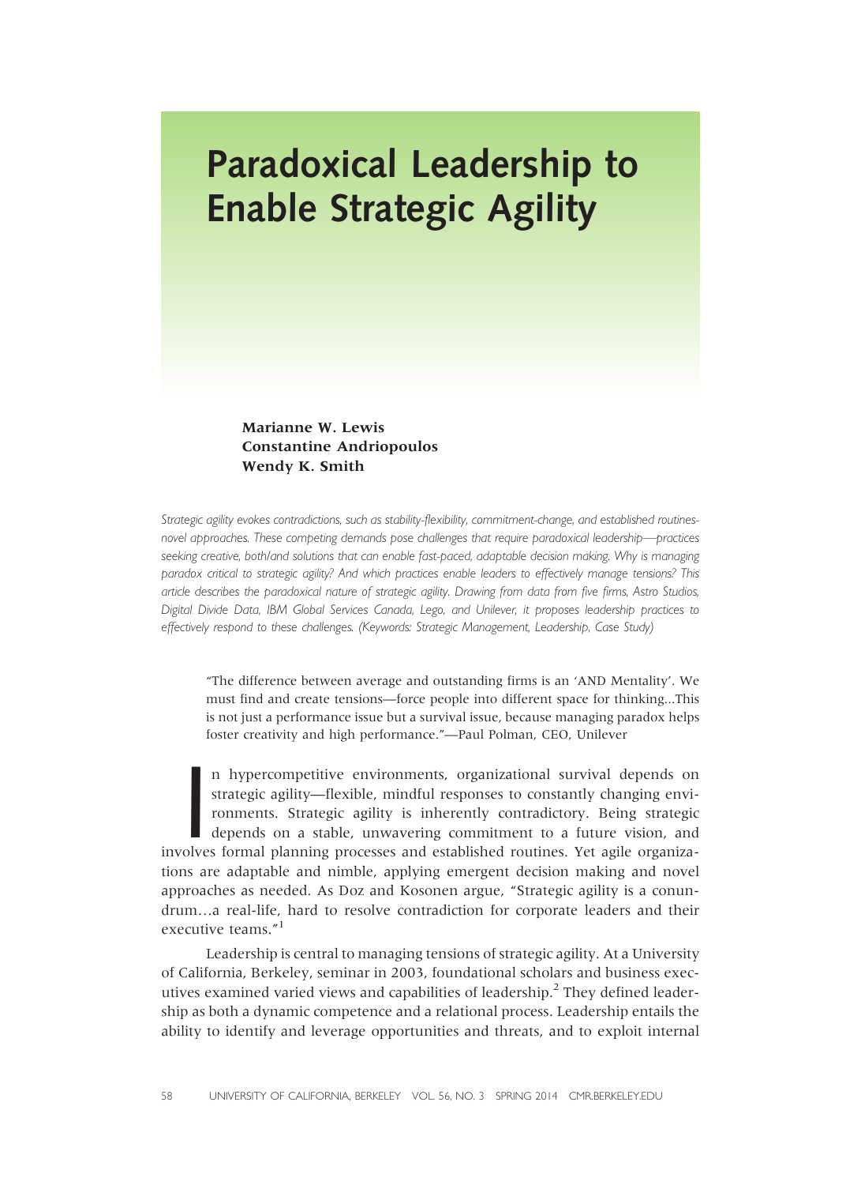# Paradoxical Leadership to Enable Strategic Agility

**Marianne W. Lewis**
**Constantine Andriopoulos**
**Wendy K. Smith**

*Strategic agility evokes contradictions, such as stability-flexibility, commitment-change, and established routines-novel approaches. These competing demands pose challenges that require paradoxical leadership—practices seeking creative, both/and solutions that can enable fast-paced, adaptable decision making. Why is managing paradox critical to strategic agility? And which practices enable leaders to effectively manage tensions? This article describes the paradoxical nature of strategic agility. Drawing from data from five firms, Astro Studios, Digital Divide Data, IBM Global Services Canada, Lego, and Unilever, it proposes leadership practices to effectively respond to these challenges. (Keywords: Strategic Management, Leadership, Case Study)*

> "The difference between average and outstanding firms is an 'AND Mentality'. We must find and create tensions—force people into different space for thinking...This is not just a performance issue but a survival issue, because managing paradox helps foster creativity and high performance."—Paul Polman, CEO, Unilever

In hypercompetitive environments, organizational survival depends on strategic agility—flexible, mindful responses to constantly changing environments. Strategic agility is inherently contradictory. Being strategic depends on a stable, unwavering commitment to a future vision, and involves formal planning processes and established routines. Yet agile organizations are adaptable and nimble, applying emergent decision making and novel approaches as needed. As Doz and Kosonen argue, "Strategic agility is a conundrum…a real-life, hard to resolve contradiction for corporate leaders and their executive teams."[1]

Leadership is central to managing tensions of strategic agility. At a University of California, Berkeley, seminar in 2003, foundational scholars and business executives examined varied views and capabilities of leadership.[2] They defined leadership as both a dynamic competence and a relational process. Leadership entails the ability to identify and leverage opportunities and threats, and to exploit internal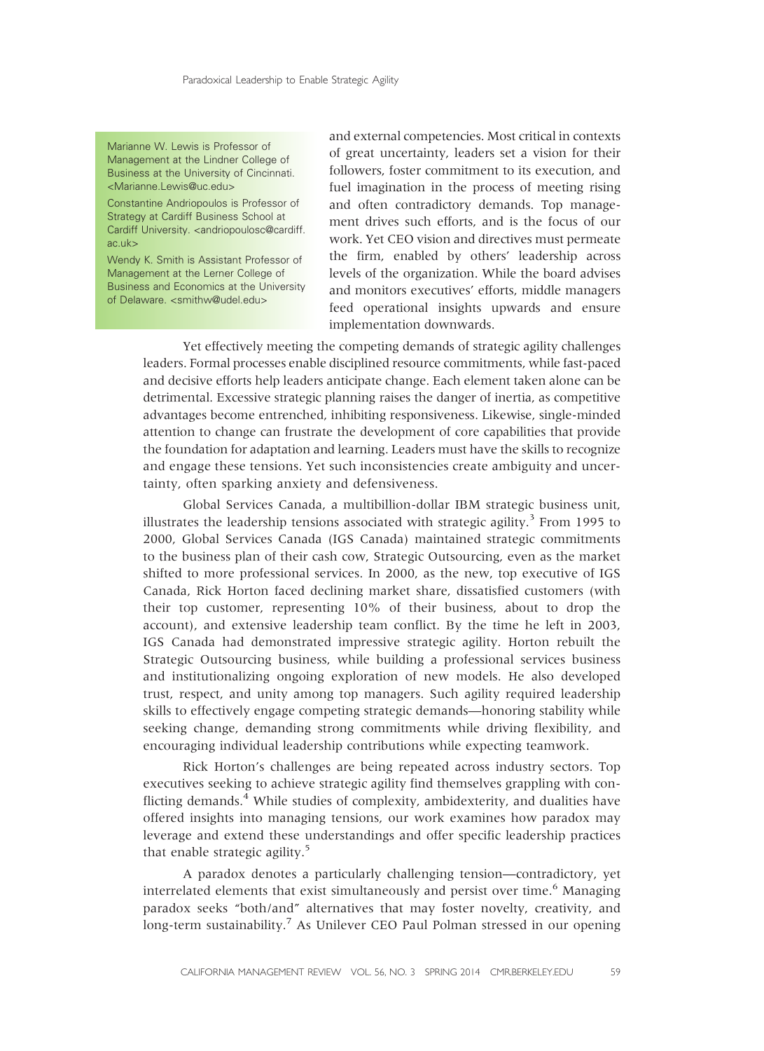Marianne W. Lewis is Professor of Management at the Lindner College of Business at the University of Cincinnati. <Marianne.Lewis@uc.edu>

Constantine Andriopoulos is Professor of Strategy at Cardiff Business School at Cardiff University. <andriopoulosc@cardiff.ac.uk>

Wendy K. Smith is Assistant Professor of Management at the Lerner College of Business and Economics at the University of Delaware. <smithw@udel.edu>

and external competencies. Most critical in contexts of great uncertainty, leaders set a vision for their followers, foster commitment to its execution, and fuel imagination in the process of meeting rising and often contradictory demands. Top management drives such efforts, and is the focus of our work. Yet CEO vision and directives must permeate the firm, enabled by others' leadership across levels of the organization. While the board advises and monitors executives' efforts, middle managers feed operational insights upwards and ensure implementation downwards.

Yet effectively meeting the competing demands of strategic agility challenges leaders. Formal processes enable disciplined resource commitments, while fast-paced and decisive efforts help leaders anticipate change. Each element taken alone can be detrimental. Excessive strategic planning raises the danger of inertia, as competitive advantages become entrenched, inhibiting responsiveness. Likewise, single-minded attention to change can frustrate the development of core capabilities that provide the foundation for adaptation and learning. Leaders must have the skills to recognize and engage these tensions. Yet such inconsistencies create ambiguity and uncertainty, often sparking anxiety and defensiveness.

Global Services Canada, a multibillion-dollar IBM strategic business unit, illustrates the leadership tensions associated with strategic agility.[3] From 1995 to 2000, Global Services Canada (IGS Canada) maintained strategic commitments to the business plan of their cash cow, Strategic Outsourcing, even as the market shifted to more professional services. In 2000, as the new, top executive of IGS Canada, Rick Horton faced declining market share, dissatisfied customers (with their top customer, representing 10% of their business, about to drop the account), and extensive leadership team conflict. By the time he left in 2003, IGS Canada had demonstrated impressive strategic agility. Horton rebuilt the Strategic Outsourcing business, while building a professional services business and institutionalizing ongoing exploration of new models. He also developed trust, respect, and unity among top managers. Such agility required leadership skills to effectively engage competing strategic demands—honoring stability while seeking change, demanding strong commitments while driving flexibility, and encouraging individual leadership contributions while expecting teamwork.

Rick Horton's challenges are being repeated across industry sectors. Top executives seeking to achieve strategic agility find themselves grappling with conflicting demands.[4] While studies of complexity, ambidexterity, and dualities have offered insights into managing tensions, our work examines how paradox may leverage and extend these understandings and offer specific leadership practices that enable strategic agility.[5]

A paradox denotes a particularly challenging tension—contradictory, yet interrelated elements that exist simultaneously and persist over time.[6] Managing paradox seeks "both/and" alternatives that may foster novelty, creativity, and long-term sustainability.[7] As Unilever CEO Paul Polman stressed in our opening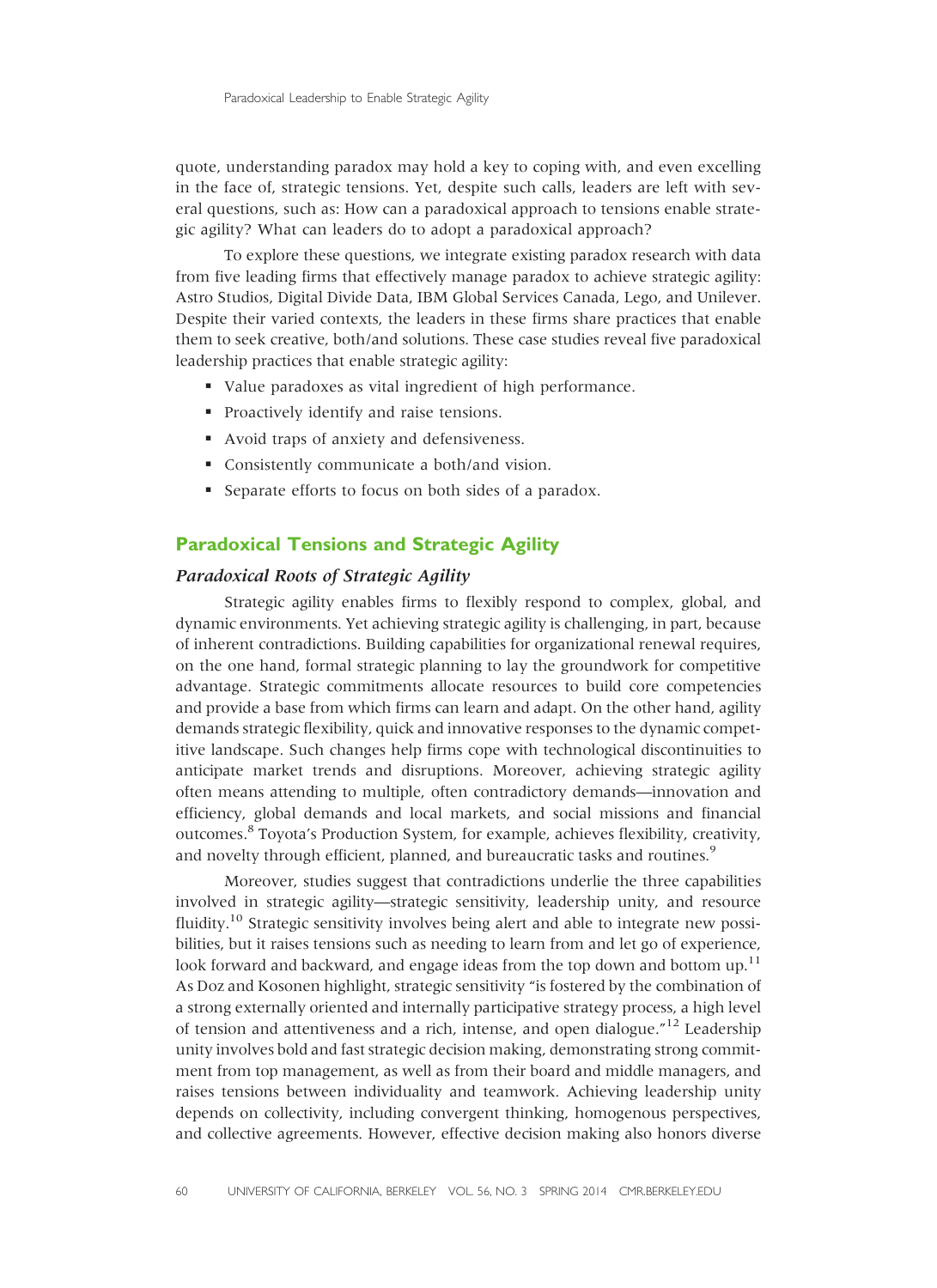quote, understanding paradox may hold a key to coping with, and even excelling in the face of, strategic tensions. Yet, despite such calls, leaders are left with several questions, such as: How can a paradoxical approach to tensions enable strategic agility? What can leaders do to adopt a paradoxical approach?

To explore these questions, we integrate existing paradox research with data from five leading firms that effectively manage paradox to achieve strategic agility: Astro Studios, Digital Divide Data, IBM Global Services Canada, Lego, and Unilever. Despite their varied contexts, the leaders in these firms share practices that enable them to seek creative, both/and solutions. These case studies reveal five paradoxical leadership practices that enable strategic agility:

- Value paradoxes as vital ingredient of high performance.
- Proactively identify and raise tensions.
- Avoid traps of anxiety and defensiveness.
- Consistently communicate a both/and vision.
- Separate efforts to focus on both sides of a paradox.

## Paradoxical Tensions and Strategic Agility

### *Paradoxical Roots of Strategic Agility*

Strategic agility enables firms to flexibly respond to complex, global, and dynamic environments. Yet achieving strategic agility is challenging, in part, because of inherent contradictions. Building capabilities for organizational renewal requires, on the one hand, formal strategic planning to lay the groundwork for competitive advantage. Strategic commitments allocate resources to build core competencies and provide a base from which firms can learn and adapt. On the other hand, agility demands strategic flexibility, quick and innovative responses to the dynamic competitive landscape. Such changes help firms cope with technological discontinuities to anticipate market trends and disruptions. Moreover, achieving strategic agility often means attending to multiple, often contradictory demands—innovation and efficiency, global demands and local markets, and social missions and financial outcomes.[8] Toyota's Production System, for example, achieves flexibility, creativity, and novelty through efficient, planned, and bureaucratic tasks and routines.[9]

Moreover, studies suggest that contradictions underlie the three capabilities involved in strategic agility—strategic sensitivity, leadership unity, and resource fluidity.[10] Strategic sensitivity involves being alert and able to integrate new possibilities, but it raises tensions such as needing to learn from and let go of experience, look forward and backward, and engage ideas from the top down and bottom up.[11] As Doz and Kosonen highlight, strategic sensitivity "is fostered by the combination of a strong externally oriented and internally participative strategy process, a high level of tension and attentiveness and a rich, intense, and open dialogue."[12] Leadership unity involves bold and fast strategic decision making, demonstrating strong commitment from top management, as well as from their board and middle managers, and raises tensions between individuality and teamwork. Achieving leadership unity depends on collectivity, including convergent thinking, homogenous perspectives, and collective agreements. However, effective decision making also honors diverse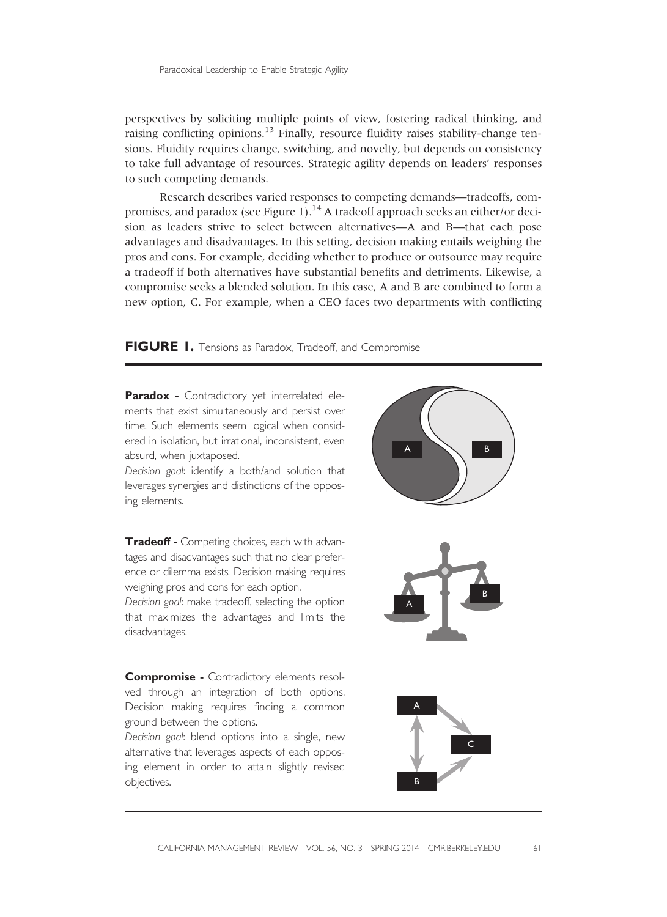perspectives by soliciting multiple points of view, fostering radical thinking, and raising conflicting opinions.[13] Finally, resource fluidity raises stability-change tensions. Fluidity requires change, switching, and novelty, but depends on consistency to take full advantage of resources. Strategic agility depends on leaders' responses to such competing demands.

Research describes varied responses to competing demands—tradeoffs, compromises, and paradox (see Figure 1).[14] A tradeoff approach seeks an either/or decision as leaders strive to select between alternatives—A and B—that each pose advantages and disadvantages. In this setting, decision making entails weighing the pros and cons. For example, deciding whether to produce or outsource may require a tradeoff if both alternatives have substantial benefits and detriments. Likewise, a compromise seeks a blended solution. In this case, A and B are combined to form a new option, C. For example, when a CEO faces two departments with conflicting

**FIGURE 1.** Tensions as Paradox, Tradeoff, and Compromise

**Paradox -** Contradictory yet interrelated elements that exist simultaneously and persist over time. Such elements seem logical when considered in isolation, but irrational, inconsistent, even absurd, when juxtaposed.
*Decision goal*: identify a both/and solution that leverages synergies and distinctions of the opposing elements.

**Tradeoff -** Competing choices, each with advantages and disadvantages such that no clear preference or dilemma exists. Decision making requires weighing pros and cons for each option.
*Decision goal*: make tradeoff, selecting the option that maximizes the advantages and limits the disadvantages.

**Compromise -** Contradictory elements resolved through an integration of both options. Decision making requires finding a common ground between the options.
*Decision goal*: blend options into a single, new alternative that leverages aspects of each opposing element in order to attain slightly revised objectives.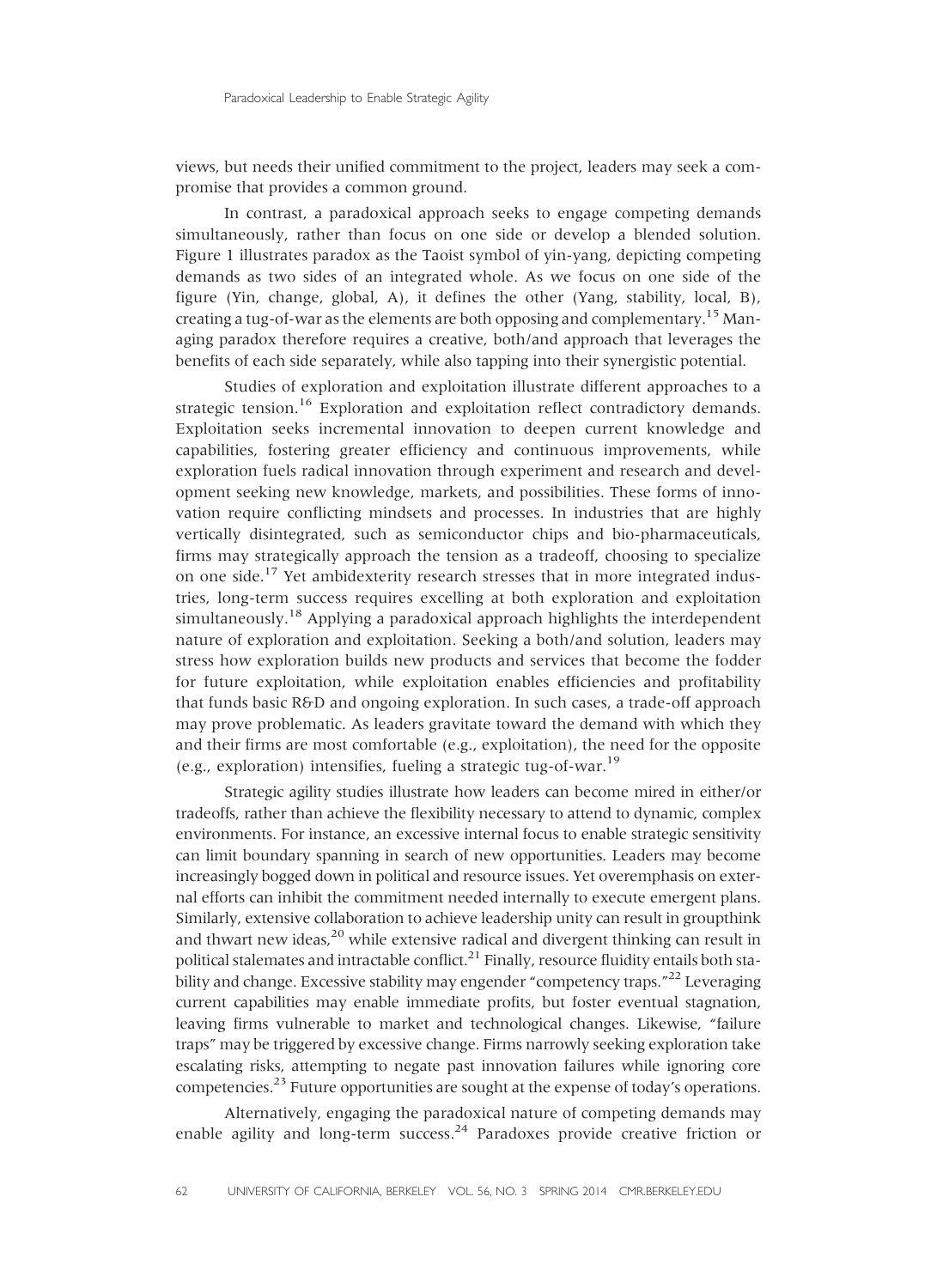views, but needs their unified commitment to the project, leaders may seek a compromise that provides a common ground.

In contrast, a paradoxical approach seeks to engage competing demands simultaneously, rather than focus on one side or develop a blended solution. Figure 1 illustrates paradox as the Taoist symbol of yin-yang, depicting competing demands as two sides of an integrated whole. As we focus on one side of the figure (Yin, change, global, A), it defines the other (Yang, stability, local, B), creating a tug-of-war as the elements are both opposing and complementary.[15] Managing paradox therefore requires a creative, both/and approach that leverages the benefits of each side separately, while also tapping into their synergistic potential.

Studies of exploration and exploitation illustrate different approaches to a strategic tension.[16] Exploration and exploitation reflect contradictory demands. Exploitation seeks incremental innovation to deepen current knowledge and capabilities, fostering greater efficiency and continuous improvements, while exploration fuels radical innovation through experiment and research and development seeking new knowledge, markets, and possibilities. These forms of innovation require conflicting mindsets and processes. In industries that are highly vertically disintegrated, such as semiconductor chips and bio-pharmaceuticals, firms may strategically approach the tension as a tradeoff, choosing to specialize on one side.[17] Yet ambidexterity research stresses that in more integrated industries, long-term success requires excelling at both exploration and exploitation simultaneously.[18] Applying a paradoxical approach highlights the interdependent nature of exploration and exploitation. Seeking a both/and solution, leaders may stress how exploration builds new products and services that become the fodder for future exploitation, while exploitation enables efficiencies and profitability that funds basic R&D and ongoing exploration. In such cases, a trade-off approach may prove problematic. As leaders gravitate toward the demand with which they and their firms are most comfortable (e.g., exploitation), the need for the opposite (e.g., exploration) intensifies, fueling a strategic tug-of-war.[19]

Strategic agility studies illustrate how leaders can become mired in either/or tradeoffs, rather than achieve the flexibility necessary to attend to dynamic, complex environments. For instance, an excessive internal focus to enable strategic sensitivity can limit boundary spanning in search of new opportunities. Leaders may become increasingly bogged down in political and resource issues. Yet overemphasis on external efforts can inhibit the commitment needed internally to execute emergent plans. Similarly, extensive collaboration to achieve leadership unity can result in groupthink and thwart new ideas,[20] while extensive radical and divergent thinking can result in political stalemates and intractable conflict.[21] Finally, resource fluidity entails both stability and change. Excessive stability may engender "competency traps."[22] Leveraging current capabilities may enable immediate profits, but foster eventual stagnation, leaving firms vulnerable to market and technological changes. Likewise, "failure traps" may be triggered by excessive change. Firms narrowly seeking exploration take escalating risks, attempting to negate past innovation failures while ignoring core competencies.[23] Future opportunities are sought at the expense of today's operations.

Alternatively, engaging the paradoxical nature of competing demands may enable agility and long-term success.[24] Paradoxes provide creative friction or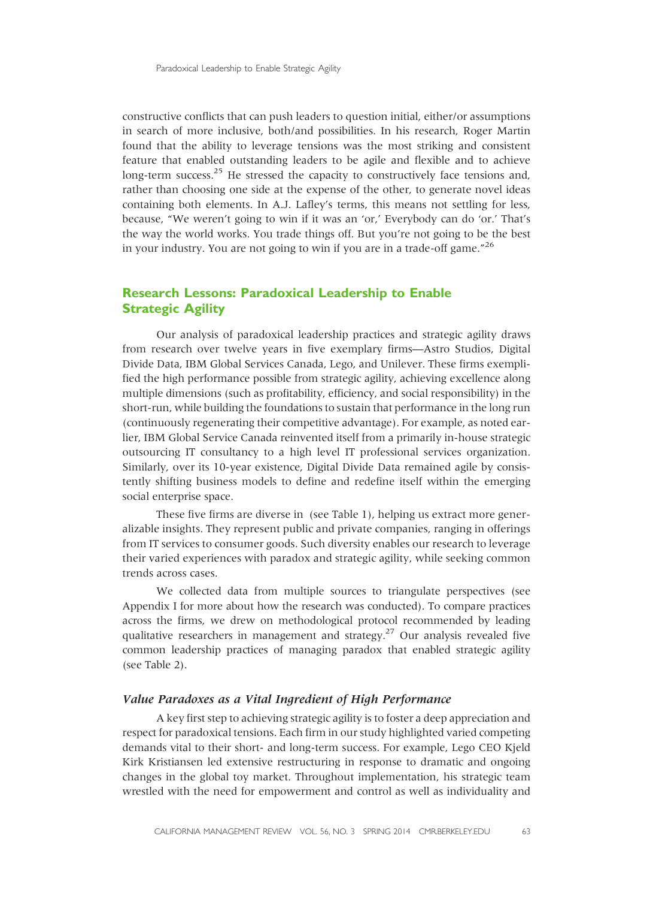constructive conflicts that can push leaders to question initial, either/or assumptions in search of more inclusive, both/and possibilities. In his research, Roger Martin found that the ability to leverage tensions was the most striking and consistent feature that enabled outstanding leaders to be agile and flexible and to achieve long-term success.[25] He stressed the capacity to constructively face tensions and, rather than choosing one side at the expense of the other, to generate novel ideas containing both elements. In A.J. Lafley's terms, this means not settling for less, because, "We weren't going to win if it was an 'or,' Everybody can do 'or.' That's the way the world works. You trade things off. But you're not going to be the best in your industry. You are not going to win if you are in a trade-off game."[26]

## Research Lessons: Paradoxical Leadership to Enable Strategic Agility

Our analysis of paradoxical leadership practices and strategic agility draws from research over twelve years in five exemplary firms—Astro Studios, Digital Divide Data, IBM Global Services Canada, Lego, and Unilever. These firms exemplified the high performance possible from strategic agility, achieving excellence along multiple dimensions (such as profitability, efficiency, and social responsibility) in the short-run, while building the foundations to sustain that performance in the long run (continuously regenerating their competitive advantage). For example, as noted earlier, IBM Global Service Canada reinvented itself from a primarily in-house strategic outsourcing IT consultancy to a high level IT professional services organization. Similarly, over its 10-year existence, Digital Divide Data remained agile by consistently shifting business models to define and redefine itself within the emerging social enterprise space.

These five firms are diverse in (see Table 1), helping us extract more generalizable insights. They represent public and private companies, ranging in offerings from IT services to consumer goods. Such diversity enables our research to leverage their varied experiences with paradox and strategic agility, while seeking common trends across cases.

We collected data from multiple sources to triangulate perspectives (see Appendix I for more about how the research was conducted). To compare practices across the firms, we drew on methodological protocol recommended by leading qualitative researchers in management and strategy.[27] Our analysis revealed five common leadership practices of managing paradox that enabled strategic agility (see Table 2).

### *Value Paradoxes as a Vital Ingredient of High Performance*

A key first step to achieving strategic agility is to foster a deep appreciation and respect for paradoxical tensions. Each firm in our study highlighted varied competing demands vital to their short- and long-term success. For example, Lego CEO Kjeld Kirk Kristiansen led extensive restructuring in response to dramatic and ongoing changes in the global toy market. Throughout implementation, his strategic team wrestled with the need for empowerment and control as well as individuality and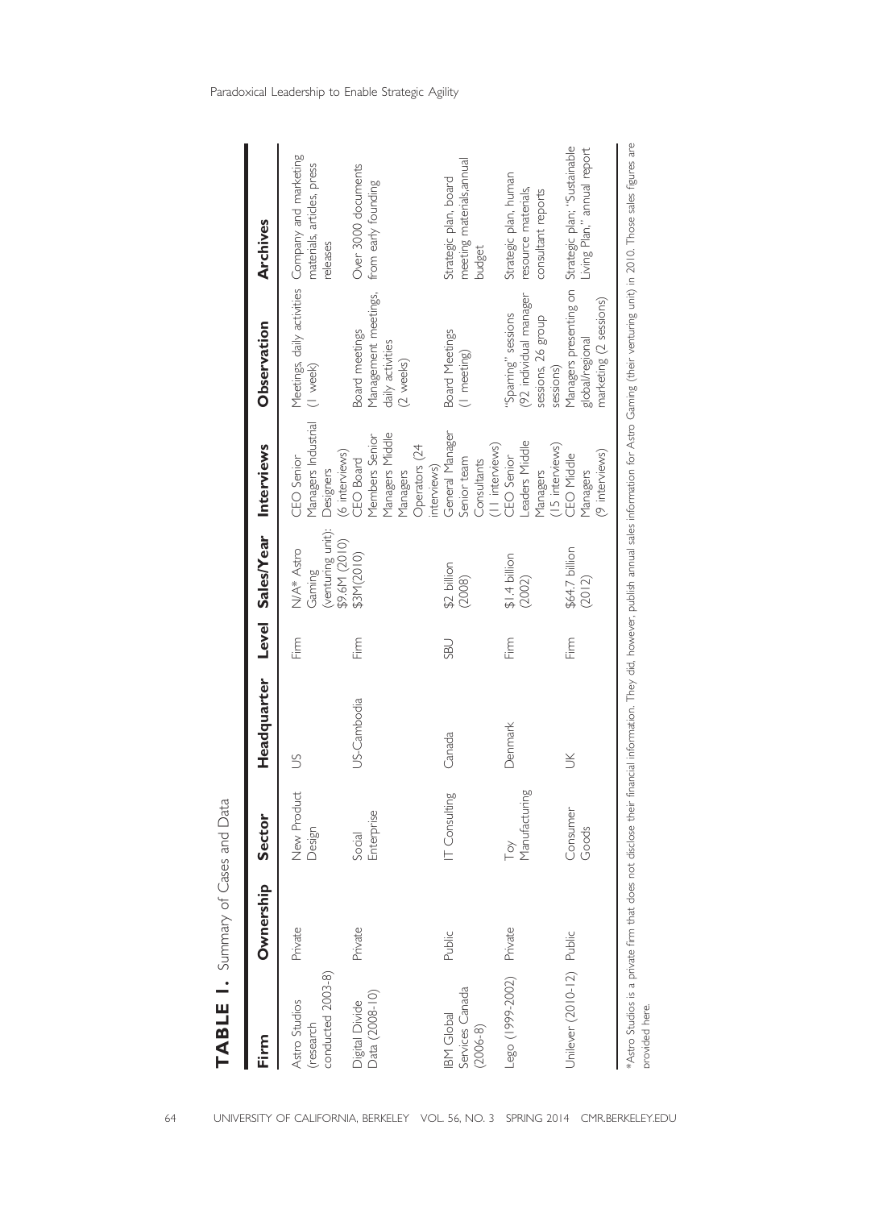**TABLE 1.** Summary of Cases and Data

| Firm | Ownership | Sector | Headquarter | Level | Sales/Year | Interviews | Observation | Archives |
|---|---|---|---|---|---|---|---|---|
| Astro Studios (research conducted 2003-8) | Private | New Product Design | US | Firm | N/A* Astro Gaming (venturing unit): $9.6M (2010) | CEO Senior Managers Industrial Designers (6 interviews) | Meetings, daily activities (1 week) | Company and marketing materials, articles, press releases |
| Digital Divide Data (2008-10) | Private | Social Enterprise | US-Cambodia | Firm | $3M(2010) | CEO Board Members Senior Managers Middle Managers Operators (24 interviews) | Board meetings Management meetings, daily activities (2 weeks) | Over 3000 documents from early founding |
| IBM Global Services Canada (2006-8) | Public | IT Consulting | Canada | SBU | $2 billion (2008) | General Manager Senior team Consultants (11 interviews) | Board Meetings (1 meeting) | Strategic plan, board meeting materials,annual budget |
| Lego (1999-2002) | Private | Toy Manufacturing | Denmark | Firm | $1.4 billion (2002) | CEO Senior Leaders Middle Managers (15 interviews) | "Sparring" sessions (92 individual manager sessions, 26 group sessions) | Strategic plan, human resource materials, consultant reports |
| Unilever (2010-12) | Public | Consumer Goods | UK | Firm | $64.7 billion (2012) | CEO Middle Managers (9 interviews) | Managers presenting on global/regional marketing (2 sessions) | Strategic plan; "Sustainable Living Plan," annual report |

*Astro Studios is a private firm that does not disclose their financial information. They did, however, publish annual sales information for Astro Gaming (their venturing unit) in 2010. Those sales figures are provided here.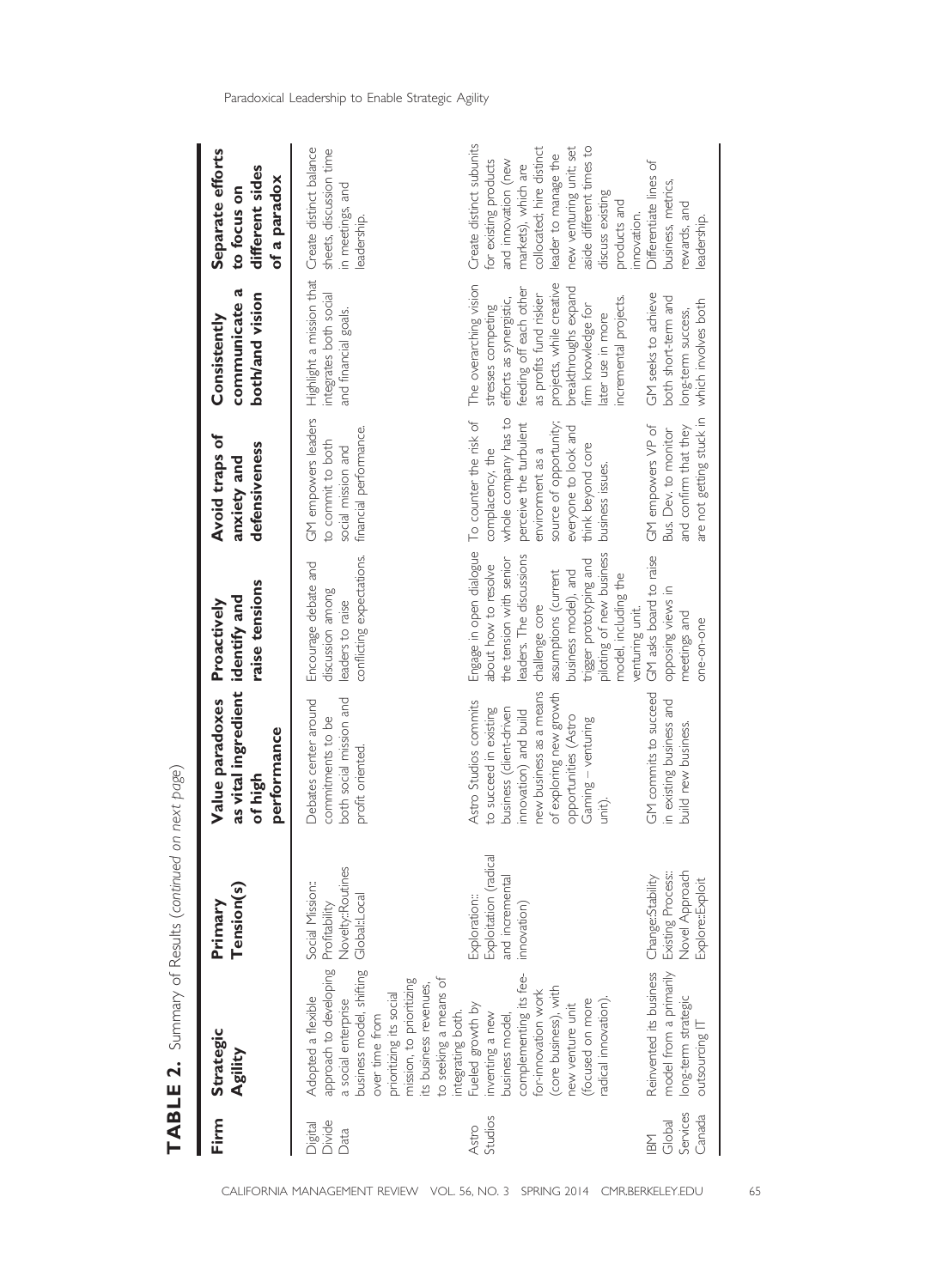**TABLE 2.** Summary of Results (*continued on next page*)

| Firm | Strategic Agility | Primary Tension(s) | Value paradoxes as vital ingredient of high performance | Proactively identify and raise tensions | Avoid traps of anxiety and defensiveness | Consistently communicate a both/and vision | Separate efforts to focus on different sides of a paradox |
|---|---|---|---|---|---|---|---|
| Digital Divide Data | Adopted a flexible approach to developing a social enterprise business model, shifting over time from prioritizing its social mission, to prioritizing its business revenues, to seeking a means of integrating both. | Social Mission:: Profitability Novelty::Routines Global::Local | Debates center around commitments to be both social mission and profit oriented. | Encourage debate and discussion among leaders to raise conflicting expectations. | GM empowers leaders to commit to both social mission and financial performance. | Highlight a mission that integrates both social and financial goals. | Create distinct balance sheets, discussion time in meetings, and leadership. |
| Astro Studios | Fueled growth by inventing a new business model, complementing its fee-for-innovation work (core business), with new venture unit (focused on more radical innovation). | Exploration:: Exploitation (radical and incremental innovation) | Astro Studios commits to succeed in existing business (client-driven innovation) and build new business as a means of exploring new growth opportunities (Astro Gaming – venturing unit). | Engage in open dialogue about how to resolve the tension with senior leaders. The discussions challenge core assumptions (current business model), and trigger prototyping and piloting of new business model, including the venturing unit. | To counter the risk of complacency, the whole company has to perceive the turbulent environment as a source of opportunity; everyone to look and think beyond core business issues. | The overarching vision stresses competing efforts as synergistic, feeding off each other as profits fund riskier projects, while creative breakthroughs expand firm knowledge for later use in more incremental projects. | Create distinct subunits for existing products and innovation (new markets), which are collocated; hire distinct leader to manage the new venturing unit; set aside different times to discuss existing products and innovation. |
| IBM Global Services Canada | Reinvented its business model from a primarily long-term strategic outsourcing IT | Change::Stability Existing Process:: Novel Approach Explore::Exploit | GM commits to succeed in existing business and build new business. | GM asks board to raise opposing views in meetings and one-on-one | GM empowers VP of Bus. Dev. to monitor and confirm that they are not getting stuck in | GM seeks to achieve both short-term and long-term success, which involves both | Differentiate lines of business, metrics, rewards, and leadership. |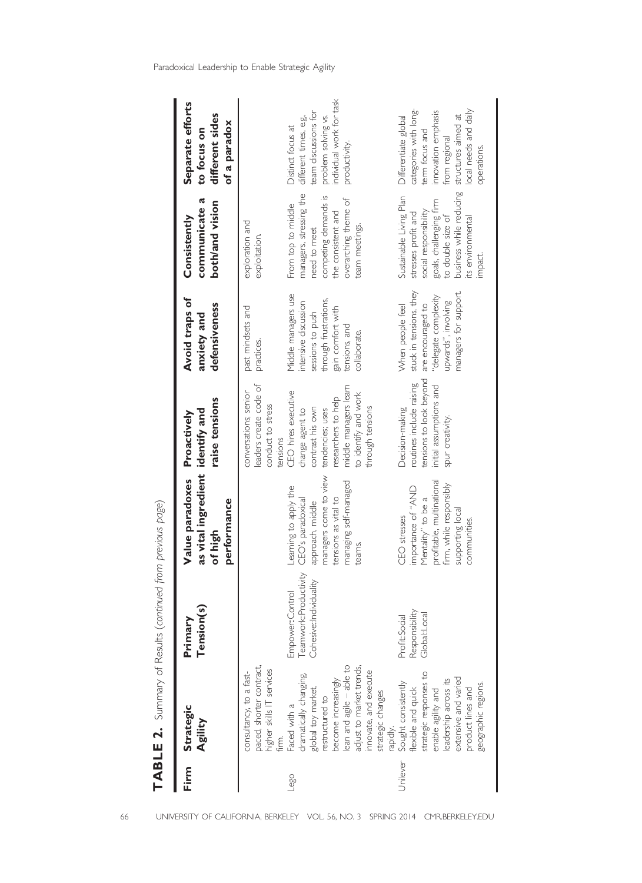**TABLE 2.** Summary of Results (*continued from previous page*)

| Firm | Strategic Agility | Primary Tension(s) | Value paradoxes as vital ingredient of high performance | Proactively identify and raise tensions | Avoid traps of anxiety and defensiveness | Consistently communicate a both/and vision | Separate efforts to focus on different sides of a paradox |
|---|---|---|---|---|---|---|---|
| | consultancy, to a fast-paced, shorter contract, higher skills IT services firm. | | | conversations; senior leaders create code of conduct to stress tensions | past mindsets and practices. | exploration and exploitation. | |
| Lego | Faced with a dramatically changing, global toy market, restructured to become increasingly lean and agile – able to adjust to market trends, innovate, and execute strategic changes rapidly. | Empower::Control Teamwork::Productivity Cohesive::Individuality | Learning to apply the CEO's paradoxical approach, middle managers come to view tensions as vital to managing self-managed teams. | CEO hires executive change agent to contrast his own tendencies; uses researchers to help middle managers learn to identify and work through tensions | Middle managers use intensive discussion sessions to push through frustrations, gain comfort with tensions, and collaborate. | From top to middle managers, stressing the need to meet competing demands is the consistent and overarching theme of team meetings. | Distinct focus at different times, e.g., team discussions for problem solving vs. individual work for task productivity. |
| Unilever | Sought consistently flexible and quick strategic responses to enable agility and leadership across its extensive and varied product lines and geographic regions. | Profit::Social Responsibility Global::Local | CEO stresses importance of "AND Mentality" to be a profitable, multinational firm, while responsibly supporting local communities. | Decision-making routines include raising tensions to look beyond initial assumptions and spur creativity. | When people feel stuck in tensions, they are encouraged to "delegate complexity upwards", involving managers for support. | Sustainable Living Plan stresses profit and social responsibility goals, challenging firm to double size of business while reducing its environmental impact. | Differentiate global categories with long-term focus and innovation emphasis from regional structures aimed at local needs and daily operations. |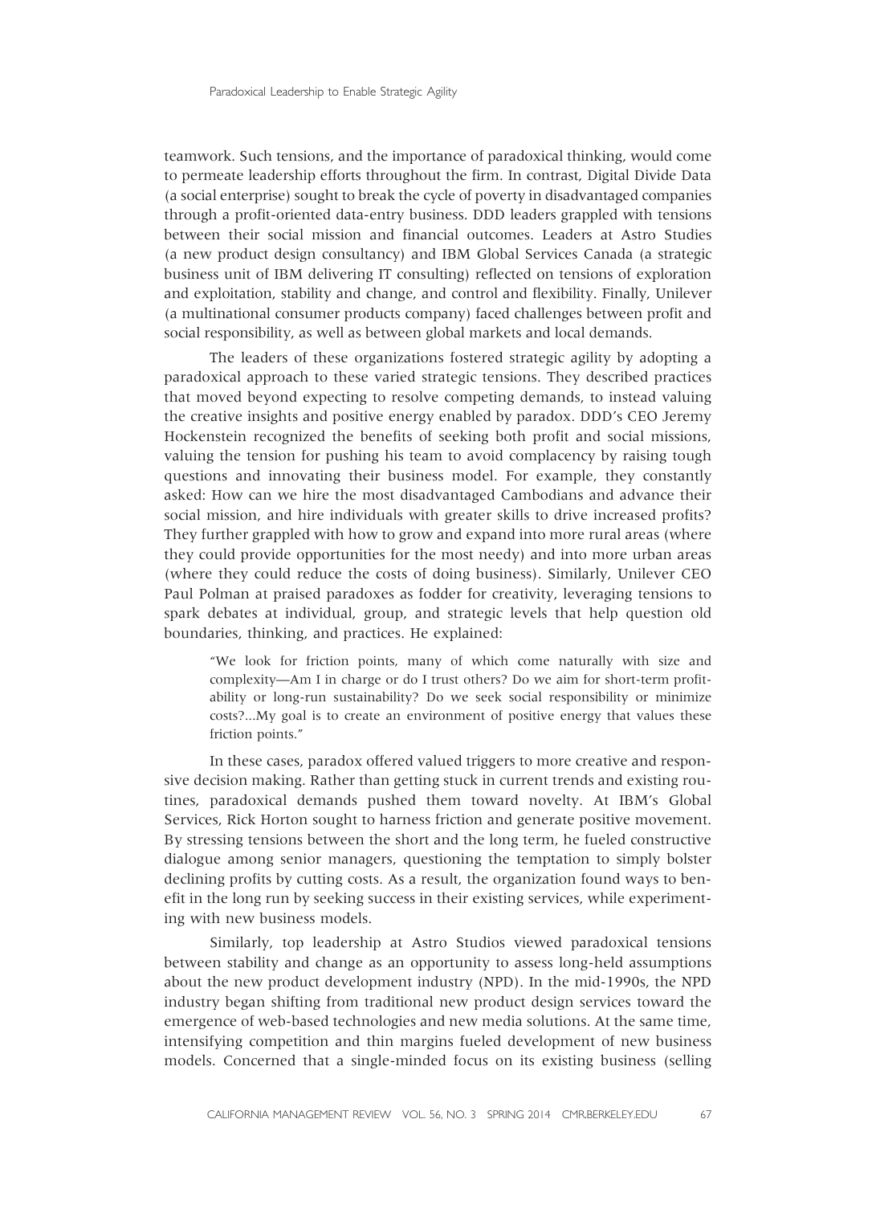teamwork. Such tensions, and the importance of paradoxical thinking, would come to permeate leadership efforts throughout the firm. In contrast, Digital Divide Data (a social enterprise) sought to break the cycle of poverty in disadvantaged companies through a profit-oriented data-entry business. DDD leaders grappled with tensions between their social mission and financial outcomes. Leaders at Astro Studies (a new product design consultancy) and IBM Global Services Canada (a strategic business unit of IBM delivering IT consulting) reflected on tensions of exploration and exploitation, stability and change, and control and flexibility. Finally, Unilever (a multinational consumer products company) faced challenges between profit and social responsibility, as well as between global markets and local demands.

The leaders of these organizations fostered strategic agility by adopting a paradoxical approach to these varied strategic tensions. They described practices that moved beyond expecting to resolve competing demands, to instead valuing the creative insights and positive energy enabled by paradox. DDD's CEO Jeremy Hockenstein recognized the benefits of seeking both profit and social missions, valuing the tension for pushing his team to avoid complacency by raising tough questions and innovating their business model. For example, they constantly asked: How can we hire the most disadvantaged Cambodians and advance their social mission, and hire individuals with greater skills to drive increased profits? They further grappled with how to grow and expand into more rural areas (where they could provide opportunities for the most needy) and into more urban areas (where they could reduce the costs of doing business). Similarly, Unilever CEO Paul Polman at praised paradoxes as fodder for creativity, leveraging tensions to spark debates at individual, group, and strategic levels that help question old boundaries, thinking, and practices. He explained:

> "We look for friction points, many of which come naturally with size and complexity—Am I in charge or do I trust others? Do we aim for short-term profitability or long-run sustainability? Do we seek social responsibility or minimize costs?...My goal is to create an environment of positive energy that values these friction points."

In these cases, paradox offered valued triggers to more creative and responsive decision making. Rather than getting stuck in current trends and existing routines, paradoxical demands pushed them toward novelty. At IBM's Global Services, Rick Horton sought to harness friction and generate positive movement. By stressing tensions between the short and the long term, he fueled constructive dialogue among senior managers, questioning the temptation to simply bolster declining profits by cutting costs. As a result, the organization found ways to benefit in the long run by seeking success in their existing services, while experimenting with new business models.

Similarly, top leadership at Astro Studios viewed paradoxical tensions between stability and change as an opportunity to assess long-held assumptions about the new product development industry (NPD). In the mid-1990s, the NPD industry began shifting from traditional new product design services toward the emergence of web-based technologies and new media solutions. At the same time, intensifying competition and thin margins fueled development of new business models. Concerned that a single-minded focus on its existing business (selling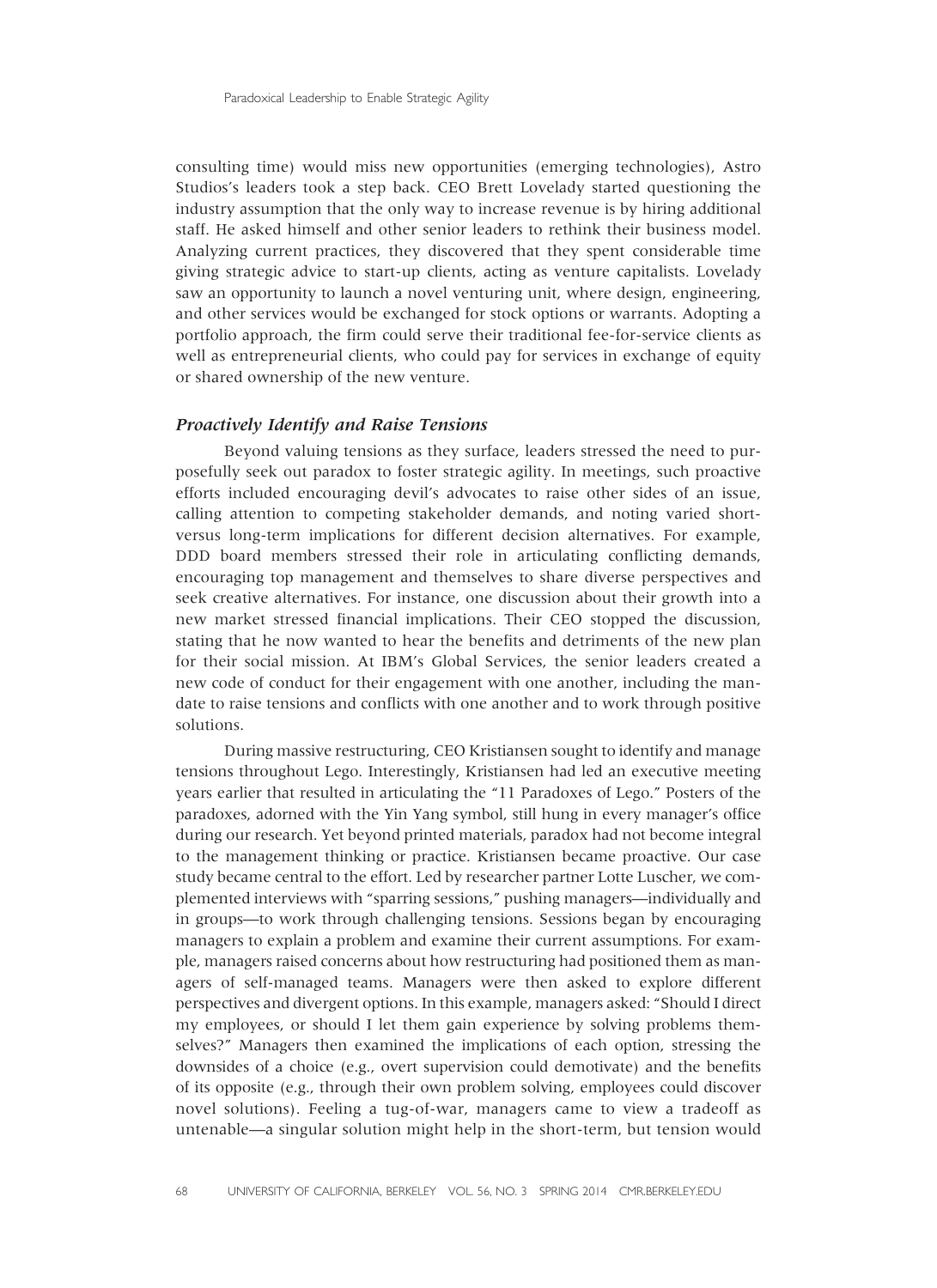consulting time) would miss new opportunities (emerging technologies), Astro Studios's leaders took a step back. CEO Brett Lovelady started questioning the industry assumption that the only way to increase revenue is by hiring additional staff. He asked himself and other senior leaders to rethink their business model. Analyzing current practices, they discovered that they spent considerable time giving strategic advice to start-up clients, acting as venture capitalists. Lovelady saw an opportunity to launch a novel venturing unit, where design, engineering, and other services would be exchanged for stock options or warrants. Adopting a portfolio approach, the firm could serve their traditional fee-for-service clients as well as entrepreneurial clients, who could pay for services in exchange of equity or shared ownership of the new venture.

### *Proactively Identify and Raise Tensions*

Beyond valuing tensions as they surface, leaders stressed the need to purposefully seek out paradox to foster strategic agility. In meetings, such proactive efforts included encouraging devil's advocates to raise other sides of an issue, calling attention to competing stakeholder demands, and noting varied short- versus long-term implications for different decision alternatives. For example, DDD board members stressed their role in articulating conflicting demands, encouraging top management and themselves to share diverse perspectives and seek creative alternatives. For instance, one discussion about their growth into a new market stressed financial implications. Their CEO stopped the discussion, stating that he now wanted to hear the benefits and detriments of the new plan for their social mission. At IBM's Global Services, the senior leaders created a new code of conduct for their engagement with one another, including the mandate to raise tensions and conflicts with one another and to work through positive solutions.

During massive restructuring, CEO Kristiansen sought to identify and manage tensions throughout Lego. Interestingly, Kristiansen had led an executive meeting years earlier that resulted in articulating the "11 Paradoxes of Lego." Posters of the paradoxes, adorned with the Yin Yang symbol, still hung in every manager's office during our research. Yet beyond printed materials, paradox had not become integral to the management thinking or practice. Kristiansen became proactive. Our case study became central to the effort. Led by researcher partner Lotte Luscher, we complemented interviews with "sparring sessions," pushing managers—individually and in groups—to work through challenging tensions. Sessions began by encouraging managers to explain a problem and examine their current assumptions. For example, managers raised concerns about how restructuring had positioned them as managers of self-managed teams. Managers were then asked to explore different perspectives and divergent options. In this example, managers asked: "Should I direct my employees, or should I let them gain experience by solving problems themselves?" Managers then examined the implications of each option, stressing the downsides of a choice (e.g., overt supervision could demotivate) and the benefits of its opposite (e.g., through their own problem solving, employees could discover novel solutions). Feeling a tug-of-war, managers came to view a tradeoff as untenable—a singular solution might help in the short-term, but tension would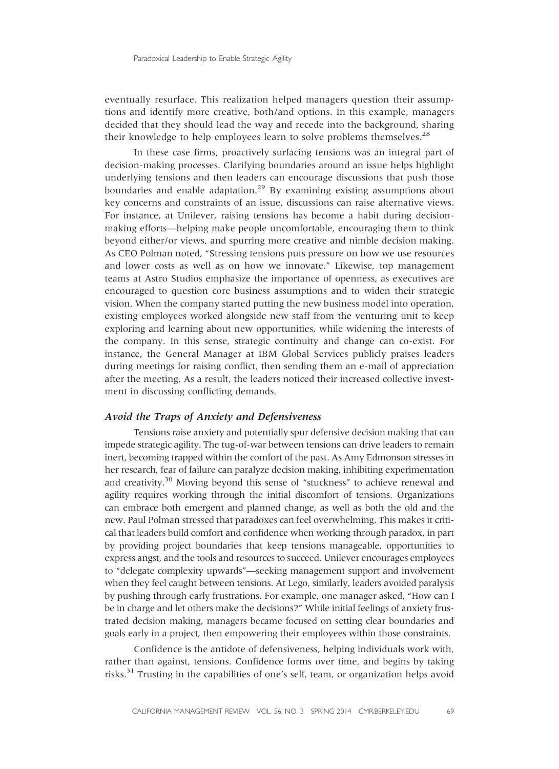eventually resurface. This realization helped managers question their assumptions and identify more creative, both/and options. In this example, managers decided that they should lead the way and recede into the background, sharing their knowledge to help employees learn to solve problems themselves.[28]

In these case firms, proactively surfacing tensions was an integral part of decision-making processes. Clarifying boundaries around an issue helps highlight underlying tensions and then leaders can encourage discussions that push those boundaries and enable adaptation.[29] By examining existing assumptions about key concerns and constraints of an issue, discussions can raise alternative views. For instance, at Unilever, raising tensions has become a habit during decision-making efforts—helping make people uncomfortable, encouraging them to think beyond either/or views, and spurring more creative and nimble decision making. As CEO Polman noted, "Stressing tensions puts pressure on how we use resources and lower costs as well as on how we innovate." Likewise, top management teams at Astro Studios emphasize the importance of openness, as executives are encouraged to question core business assumptions and to widen their strategic vision. When the company started putting the new business model into operation, existing employees worked alongside new staff from the venturing unit to keep exploring and learning about new opportunities, while widening the interests of the company. In this sense, strategic continuity and change can co-exist. For instance, the General Manager at IBM Global Services publicly praises leaders during meetings for raising conflict, then sending them an e-mail of appreciation after the meeting. As a result, the leaders noticed their increased collective investment in discussing conflicting demands.

### *Avoid the Traps of Anxiety and Defensiveness*

Tensions raise anxiety and potentially spur defensive decision making that can impede strategic agility. The tug-of-war between tensions can drive leaders to remain inert, becoming trapped within the comfort of the past. As Amy Edmonson stresses in her research, fear of failure can paralyze decision making, inhibiting experimentation and creativity.[30] Moving beyond this sense of "stuckness" to achieve renewal and agility requires working through the initial discomfort of tensions. Organizations can embrace both emergent and planned change, as well as both the old and the new. Paul Polman stressed that paradoxes can feel overwhelming. This makes it critical that leaders build comfort and confidence when working through paradox, in part by providing project boundaries that keep tensions manageable, opportunities to express angst, and the tools and resources to succeed. Unilever encourages employees to "delegate complexity upwards"—seeking management support and involvement when they feel caught between tensions. At Lego, similarly, leaders avoided paralysis by pushing through early frustrations. For example, one manager asked, "How can I be in charge and let others make the decisions?" While initial feelings of anxiety frustrated decision making, managers became focused on setting clear boundaries and goals early in a project, then empowering their employees within those constraints.

Confidence is the antidote of defensiveness, helping individuals work with, rather than against, tensions. Confidence forms over time, and begins by taking risks.[31] Trusting in the capabilities of one's self, team, or organization helps avoid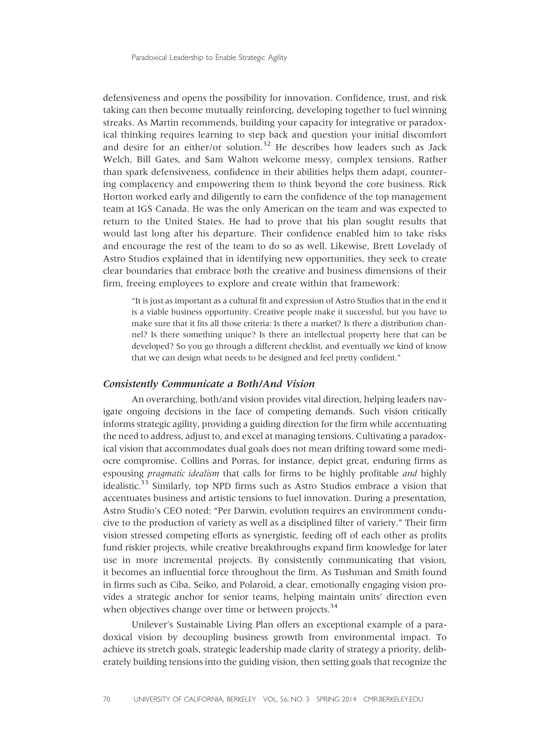defensiveness and opens the possibility for innovation. Confidence, trust, and risk taking can then become mutually reinforcing, developing together to fuel winning streaks. As Martin recommends, building your capacity for integrative or paradoxical thinking requires learning to step back and question your initial discomfort and desire for an either/or solution.[32] He describes how leaders such as Jack Welch, Bill Gates, and Sam Walton welcome messy, complex tensions. Rather than spark defensiveness, confidence in their abilities helps them adapt, countering complacency and empowering them to think beyond the core business. Rick Horton worked early and diligently to earn the confidence of the top management team at IGS Canada. He was the only American on the team and was expected to return to the United States. He had to prove that his plan sought results that would last long after his departure. Their confidence enabled him to take risks and encourage the rest of the team to do so as well. Likewise, Brett Lovelady of Astro Studios explained that in identifying new opportunities, they seek to create clear boundaries that embrace both the creative and business dimensions of their firm, freeing employees to explore and create within that framework:

> "It is just as important as a cultural fit and expression of Astro Studios that in the end it is a viable business opportunity. Creative people make it successful, but you have to make sure that it fits all those criteria: Is there a market? Is there a distribution channel? Is there something unique? Is there an intellectual property here that can be developed? So you go through a different checklist, and eventually we kind of know that we can design what needs to be designed and feel pretty confident."

### *Consistently Communicate a Both/And Vision*

An overarching, both/and vision provides vital direction, helping leaders navigate ongoing decisions in the face of competing demands. Such vision critically informs strategic agility, providing a guiding direction for the firm while accentuating the need to address, adjust to, and excel at managing tensions. Cultivating a paradoxical vision that accommodates dual goals does not mean drifting toward some mediocre compromise. Collins and Porras, for instance, depict great, enduring firms as espousing *pragmatic idealism* that calls for firms to be highly profitable *and* highly idealistic.[33] Similarly, top NPD firms such as Astro Studios embrace a vision that accentuates business and artistic tensions to fuel innovation. During a presentation, Astro Studio's CEO noted: "Per Darwin, evolution requires an environment conducive to the production of variety as well as a disciplined filter of variety." Their firm vision stressed competing efforts as synergistic, feeding off of each other as profits fund riskier projects, while creative breakthroughs expand firm knowledge for later use in more incremental projects. By consistently communicating that vision, it becomes an influential force throughout the firm. As Tushman and Smith found in firms such as Ciba, Seiko, and Polaroid, a clear, emotionally engaging vision provides a strategic anchor for senior teams, helping maintain units' direction even when objectives change over time or between projects.[34]

Unilever's Sustainable Living Plan offers an exceptional example of a paradoxical vision by decoupling business growth from environmental impact. To achieve its stretch goals, strategic leadership made clarity of strategy a priority, deliberately building tensions into the guiding vision, then setting goals that recognize the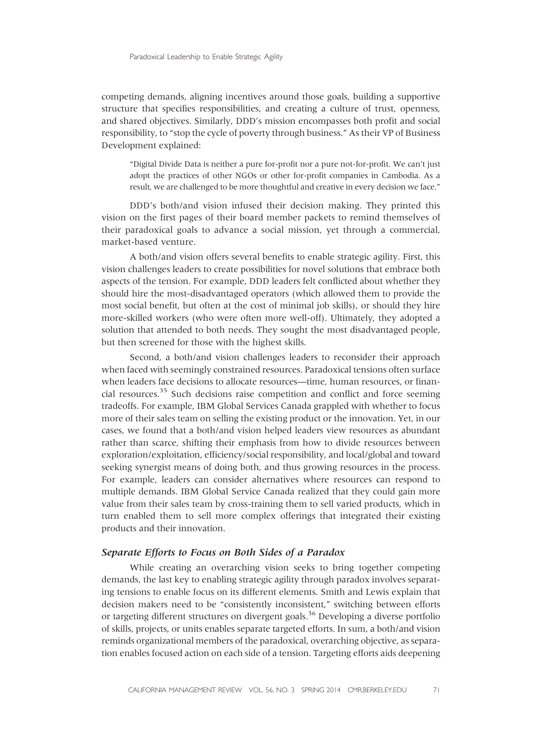competing demands, aligning incentives around those goals, building a supportive structure that specifies responsibilities, and creating a culture of trust, openness, and shared objectives. Similarly, DDD's mission encompasses both profit and social responsibility, to "stop the cycle of poverty through business." As their VP of Business Development explained:

> "Digital Divide Data is neither a pure for-profit nor a pure not-for-profit. We can't just adopt the practices of other NGOs or other for-profit companies in Cambodia. As a result, we are challenged to be more thoughtful and creative in every decision we face."

DDD's both/and vision infused their decision making. They printed this vision on the first pages of their board member packets to remind themselves of their paradoxical goals to advance a social mission, yet through a commercial, market-based venture.

A both/and vision offers several benefits to enable strategic agility. First, this vision challenges leaders to create possibilities for novel solutions that embrace both aspects of the tension. For example, DDD leaders felt conflicted about whether they should hire the most-disadvantaged operators (which allowed them to provide the most social benefit, but often at the cost of minimal job skills), or should they hire more-skilled workers (who were often more well-off). Ultimately, they adopted a solution that attended to both needs. They sought the most disadvantaged people, but then screened for those with the highest skills.

Second, a both/and vision challenges leaders to reconsider their approach when faced with seemingly constrained resources. Paradoxical tensions often surface when leaders face decisions to allocate resources—time, human resources, or financial resources.[35] Such decisions raise competition and conflict and force seeming tradeoffs. For example, IBM Global Services Canada grappled with whether to focus more of their sales team on selling the existing product or the innovation. Yet, in our cases, we found that a both/and vision helped leaders view resources as abundant rather than scarce, shifting their emphasis from how to divide resources between exploration/exploitation, efficiency/social responsibility, and local/global and toward seeking synergist means of doing both, and thus growing resources in the process. For example, leaders can consider alternatives where resources can respond to multiple demands. IBM Global Service Canada realized that they could gain more value from their sales team by cross-training them to sell varied products, which in turn enabled them to sell more complex offerings that integrated their existing products and their innovation.

### *Separate Efforts to Focus on Both Sides of a Paradox*

While creating an overarching vision seeks to bring together competing demands, the last key to enabling strategic agility through paradox involves separating tensions to enable focus on its different elements. Smith and Lewis explain that decision makers need to be "consistently inconsistent," switching between efforts or targeting different structures on divergent goals.[36] Developing a diverse portfolio of skills, projects, or units enables separate targeted efforts. In sum, a both/and vision reminds organizational members of the paradoxical, overarching objective, as separation enables focused action on each side of a tension. Targeting efforts aids deepening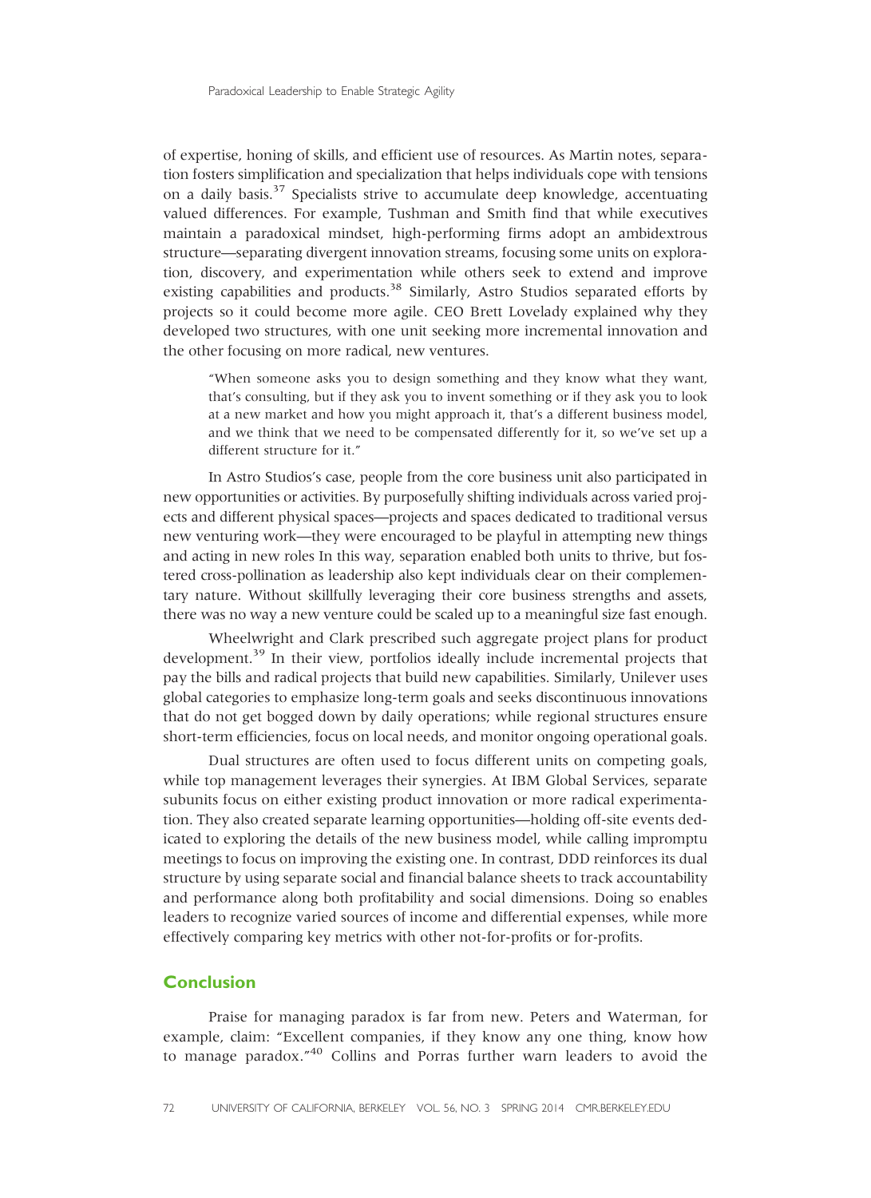of expertise, honing of skills, and efficient use of resources. As Martin notes, separation fosters simplification and specialization that helps individuals cope with tensions on a daily basis.[37] Specialists strive to accumulate deep knowledge, accentuating valued differences. For example, Tushman and Smith find that while executives maintain a paradoxical mindset, high-performing firms adopt an ambidextrous structure—separating divergent innovation streams, focusing some units on exploration, discovery, and experimentation while others seek to extend and improve existing capabilities and products.[38] Similarly, Astro Studios separated efforts by projects so it could become more agile. CEO Brett Lovelady explained why they developed two structures, with one unit seeking more incremental innovation and the other focusing on more radical, new ventures.

> "When someone asks you to design something and they know what they want, that's consulting, but if they ask you to invent something or if they ask you to look at a new market and how you might approach it, that's a different business model, and we think that we need to be compensated differently for it, so we've set up a different structure for it."

In Astro Studios's case, people from the core business unit also participated in new opportunities or activities. By purposefully shifting individuals across varied projects and different physical spaces—projects and spaces dedicated to traditional versus new venturing work—they were encouraged to be playful in attempting new things and acting in new roles In this way, separation enabled both units to thrive, but fostered cross-pollination as leadership also kept individuals clear on their complementary nature. Without skillfully leveraging their core business strengths and assets, there was no way a new venture could be scaled up to a meaningful size fast enough.

Wheelwright and Clark prescribed such aggregate project plans for product development.[39] In their view, portfolios ideally include incremental projects that pay the bills and radical projects that build new capabilities. Similarly, Unilever uses global categories to emphasize long-term goals and seeks discontinuous innovations that do not get bogged down by daily operations; while regional structures ensure short-term efficiencies, focus on local needs, and monitor ongoing operational goals.

Dual structures are often used to focus different units on competing goals, while top management leverages their synergies. At IBM Global Services, separate subunits focus on either existing product innovation or more radical experimentation. They also created separate learning opportunities—holding off-site events dedicated to exploring the details of the new business model, while calling impromptu meetings to focus on improving the existing one. In contrast, DDD reinforces its dual structure by using separate social and financial balance sheets to track accountability and performance along both profitability and social dimensions. Doing so enables leaders to recognize varied sources of income and differential expenses, while more effectively comparing key metrics with other not-for-profits or for-profits.

## Conclusion

Praise for managing paradox is far from new. Peters and Waterman, for example, claim: "Excellent companies, if they know any one thing, know how to manage paradox."[40] Collins and Porras further warn leaders to avoid the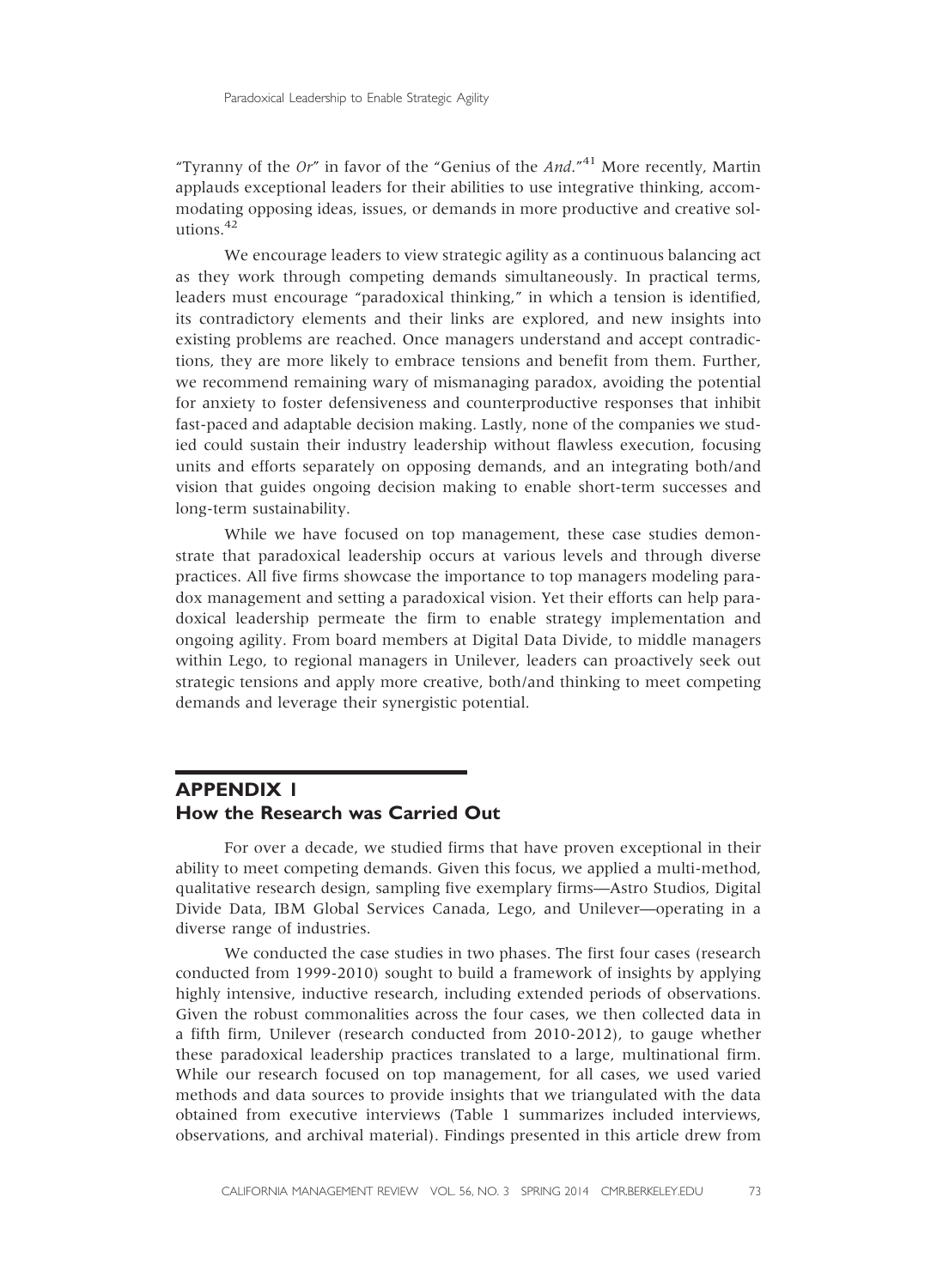"Tyranny of the *Or*" in favor of the "Genius of the *And*."[41] More recently, Martin applauds exceptional leaders for their abilities to use integrative thinking, accommodating opposing ideas, issues, or demands in more productive and creative solutions.[42]

We encourage leaders to view strategic agility as a continuous balancing act as they work through competing demands simultaneously. In practical terms, leaders must encourage "paradoxical thinking," in which a tension is identified, its contradictory elements and their links are explored, and new insights into existing problems are reached. Once managers understand and accept contradictions, they are more likely to embrace tensions and benefit from them. Further, we recommend remaining wary of mismanaging paradox, avoiding the potential for anxiety to foster defensiveness and counterproductive responses that inhibit fast-paced and adaptable decision making. Lastly, none of the companies we studied could sustain their industry leadership without flawless execution, focusing units and efforts separately on opposing demands, and an integrating both/and vision that guides ongoing decision making to enable short-term successes and long-term sustainability.

While we have focused on top management, these case studies demonstrate that paradoxical leadership occurs at various levels and through diverse practices. All five firms showcase the importance to top managers modeling paradox management and setting a paradoxical vision. Yet their efforts can help paradoxical leadership permeate the firm to enable strategy implementation and ongoing agility. From board members at Digital Data Divide, to middle managers within Lego, to regional managers in Unilever, leaders can proactively seek out strategic tensions and apply more creative, both/and thinking to meet competing demands and leverage their synergistic potential.

## APPENDIX 1
## How the Research was Carried Out

For over a decade, we studied firms that have proven exceptional in their ability to meet competing demands. Given this focus, we applied a multi-method, qualitative research design, sampling five exemplary firms—Astro Studios, Digital Divide Data, IBM Global Services Canada, Lego, and Unilever—operating in a diverse range of industries.

We conducted the case studies in two phases. The first four cases (research conducted from 1999-2010) sought to build a framework of insights by applying highly intensive, inductive research, including extended periods of observations. Given the robust commonalities across the four cases, we then collected data in a fifth firm, Unilever (research conducted from 2010-2012), to gauge whether these paradoxical leadership practices translated to a large, multinational firm. While our research focused on top management, for all cases, we used varied methods and data sources to provide insights that we triangulated with the data obtained from executive interviews (Table 1 summarizes included interviews, observations, and archival material). Findings presented in this article drew from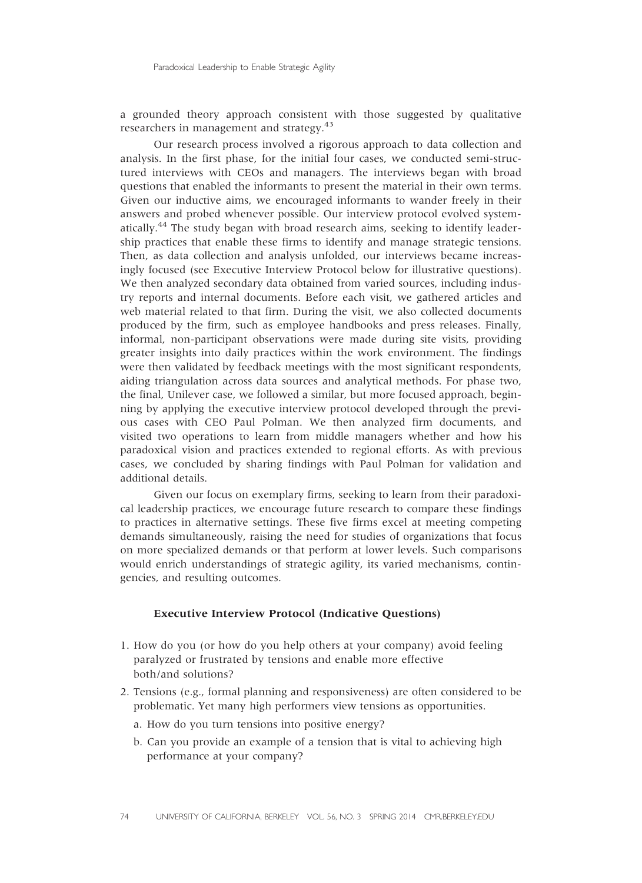a grounded theory approach consistent with those suggested by qualitative researchers in management and strategy.[43]

Our research process involved a rigorous approach to data collection and analysis. In the first phase, for the initial four cases, we conducted semi-structured interviews with CEOs and managers. The interviews began with broad questions that enabled the informants to present the material in their own terms. Given our inductive aims, we encouraged informants to wander freely in their answers and probed whenever possible. Our interview protocol evolved systematically.[44] The study began with broad research aims, seeking to identify leadership practices that enable these firms to identify and manage strategic tensions. Then, as data collection and analysis unfolded, our interviews became increasingly focused (see Executive Interview Protocol below for illustrative questions). We then analyzed secondary data obtained from varied sources, including industry reports and internal documents. Before each visit, we gathered articles and web material related to that firm. During the visit, we also collected documents produced by the firm, such as employee handbooks and press releases. Finally, informal, non-participant observations were made during site visits, providing greater insights into daily practices within the work environment. The findings were then validated by feedback meetings with the most significant respondents, aiding triangulation across data sources and analytical methods. For phase two, the final, Unilever case, we followed a similar, but more focused approach, beginning by applying the executive interview protocol developed through the previous cases with CEO Paul Polman. We then analyzed firm documents, and visited two operations to learn from middle managers whether and how his paradoxical vision and practices extended to regional efforts. As with previous cases, we concluded by sharing findings with Paul Polman for validation and additional details.

Given our focus on exemplary firms, seeking to learn from their paradoxical leadership practices, we encourage future research to compare these findings to practices in alternative settings. These five firms excel at meeting competing demands simultaneously, raising the need for studies of organizations that focus on more specialized demands or that perform at lower levels. Such comparisons would enrich understandings of strategic agility, its varied mechanisms, contingencies, and resulting outcomes.

### Executive Interview Protocol (Indicative Questions)

1. How do you (or how do you help others at your company) avoid feeling paralyzed or frustrated by tensions and enable more effective both/and solutions?
2. Tensions (e.g., formal planning and responsiveness) are often considered to be problematic. Yet many high performers view tensions as opportunities.
   a. How do you turn tensions into positive energy?
   b. Can you provide an example of a tension that is vital to achieving high performance at your company?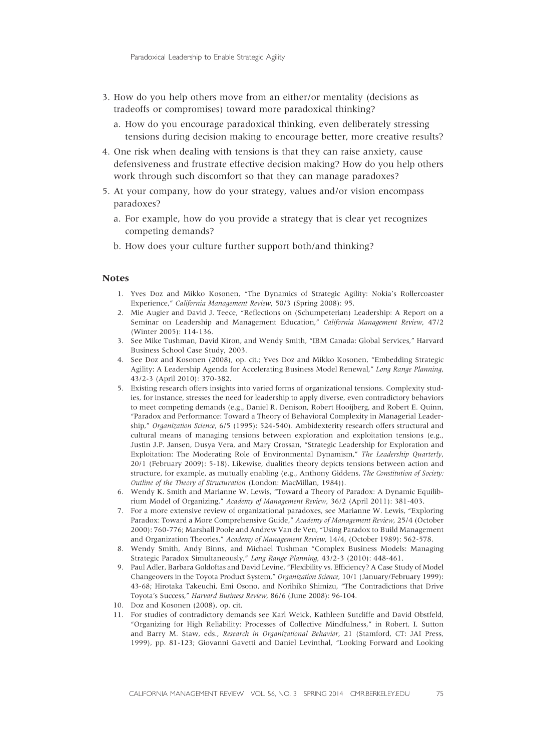3. How do you help others move from an either/or mentality (decisions as tradeoffs or compromises) toward more paradoxical thinking?
   a. How do you encourage paradoxical thinking, even deliberately stressing tensions during decision making to encourage better, more creative results?
4. One risk when dealing with tensions is that they can raise anxiety, cause defensiveness and frustrate effective decision making? How do you help others work through such discomfort so that they can manage paradoxes?
5. At your company, how do your strategy, values and/or vision encompass paradoxes?
   a. For example, how do you provide a strategy that is clear yet recognizes competing demands?
   b. How does your culture further support both/and thinking?

## Notes

1. Yves Doz and Mikko Kosonen, "The Dynamics of Strategic Agility: Nokia's Rollercoaster Experience," *California Management Review*, 50/3 (Spring 2008): 95.
2. Mie Augier and David J. Teece, "Reflections on (Schumpeterian) Leadership: A Report on a Seminar on Leadership and Management Education," *California Management Review*, 47/2 (Winter 2005): 114-136.
3. See Mike Tushman, David Kiron, and Wendy Smith, "IBM Canada: Global Services," Harvard Business School Case Study, 2003.
4. See Doz and Kosonen (2008), op. cit.; Yves Doz and Mikko Kosonen, "Embedding Strategic Agility: A Leadership Agenda for Accelerating Business Model Renewal," *Long Range Planning*, 43/2-3 (April 2010): 370-382.
5. Existing research offers insights into varied forms of organizational tensions. Complexity studies, for instance, stresses the need for leadership to apply diverse, even contradictory behaviors to meet competing demands (e.g., Daniel R. Denison, Robert Hooijberg, and Robert E. Quinn, "Paradox and Performance: Toward a Theory of Behavioral Complexity in Managerial Leadership," *Organization Science*, 6/5 (1995): 524-540). Ambidexterity research offers structural and cultural means of managing tensions between exploration and exploitation tensions (e.g., Justin J.P. Jansen, Dusya Vera, and Mary Crossan, "Strategic Leadership for Exploration and Exploitation: The Moderating Role of Environmental Dynamism," *The Leadership Quarterly*, 20/1 (February 2009): 5-18). Likewise, dualities theory depicts tensions between action and structure, for example, as mutually enabling (e.g., Anthony Giddens, *The Constitution of Society: Outline of the Theory of Structuration* (London: MacMillan, 1984)).
6. Wendy K. Smith and Marianne W. Lewis, "Toward a Theory of Paradox: A Dynamic Equilibrium Model of Organizing," *Academy of Management Review*, 36/2 (April 2011): 381-403.
7. For a more extensive review of organizational paradoxes, see Marianne W. Lewis, "Exploring Paradox: Toward a More Comprehensive Guide," *Academy of Management Review*, 25/4 (October 2000): 760-776; Marshall Poole and Andrew Van de Ven, "Using Paradox to Build Management and Organization Theories," *Academy of Management Review*, 14/4, (October 1989): 562-578.
8. Wendy Smith, Andy Binns, and Michael Tushman "Complex Business Models: Managing Strategic Paradox Simultaneously," *Long Range Planning*, 43/2-3 (2010): 448-461.
9. Paul Adler, Barbara Goldoftas and David Levine, "Flexibility vs. Efficiency? A Case Study of Model Changeovers in the Toyota Product System," *Organization Science*, 10/1 (January/February 1999): 43-68; Hirotaka Takeuchi, Emi Osono, and Norihiko Shimizu, "The Contradictions that Drive Toyota's Success," *Harvard Business Review*, 86/6 (June 2008): 96-104.
10. Doz and Kosonen (2008), op. cit.
11. For studies of contradictory demands see Karl Weick, Kathleen Sutcliffe and David Obstfeld, "Organizing for High Reliability: Processes of Collective Mindfulness," in Robert. I. Sutton and Barry M. Staw, eds., *Research in Organizational Behavior*, 21 (Stamford, CT: JAI Press, 1999), pp. 81-123; Giovanni Gavetti and Daniel Levinthal, "Looking Forward and Looking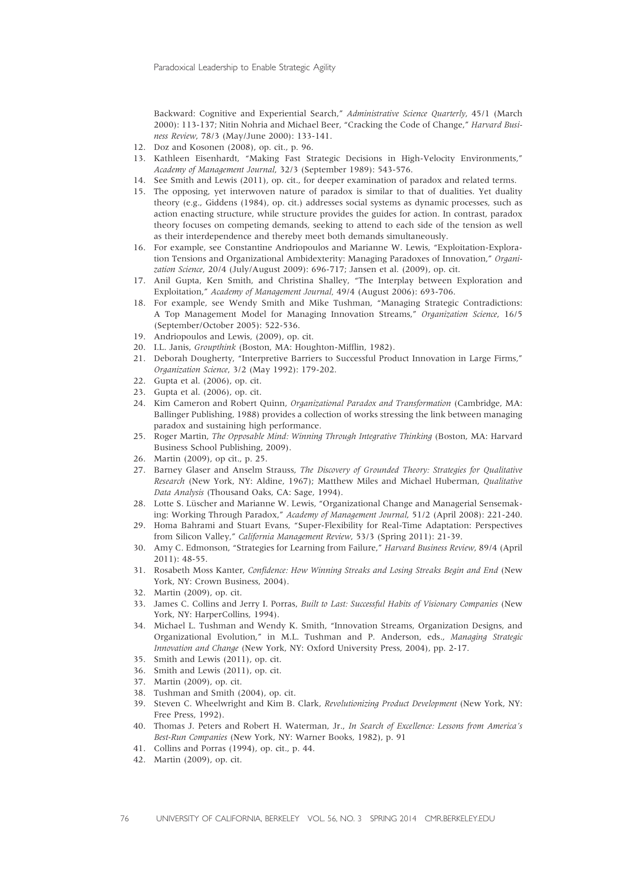Backward: Cognitive and Experiential Search," *Administrative Science Quarterly*, 45/1 (March 2000): 113-137; Nitin Nohria and Michael Beer, "Cracking the Code of Change," *Harvard Business Review*, 78/3 (May/June 2000): 133-141.

12. Doz and Kosonen (2008), op. cit., p. 96.
13. Kathleen Eisenhardt, "Making Fast Strategic Decisions in High-Velocity Environments," *Academy of Management Journal*, 32/3 (September 1989): 543-576.
14. See Smith and Lewis (2011), op. cit., for deeper examination of paradox and related terms.
15. The opposing, yet interwoven nature of paradox is similar to that of dualities. Yet duality theory (e.g., Giddens (1984), op. cit.) addresses social systems as dynamic processes, such as action enacting structure, while structure provides the guides for action. In contrast, paradox theory focuses on competing demands, seeking to attend to each side of the tension as well as their interdependence and thereby meet both demands simultaneously.
16. For example, see Constantine Andriopoulos and Marianne W. Lewis, "Exploitation-Exploration Tensions and Organizational Ambidexterity: Managing Paradoxes of Innovation," *Organization Science*, 20/4 (July/August 2009): 696-717; Jansen et al. (2009), op. cit.
17. Anil Gupta, Ken Smith, and Christina Shalley, "The Interplay between Exploration and Exploitation," *Academy of Management Journal*, 49/4 (August 2006): 693-706.
18. For example, see Wendy Smith and Mike Tushman, "Managing Strategic Contradictions: A Top Management Model for Managing Innovation Streams," *Organization Science*, 16/5 (September/October 2005): 522-536.
19. Andriopoulos and Lewis, (2009), op. cit.
20. I.L. Janis, *Groupthink* (Boston, MA: Houghton-Mifflin, 1982).
21. Deborah Dougherty, "Interpretive Barriers to Successful Product Innovation in Large Firms," *Organization Science*, 3/2 (May 1992): 179-202.
22. Gupta et al. (2006), op. cit.
23. Gupta et al. (2006), op. cit.
24. Kim Cameron and Robert Quinn, *Organizational Paradox and Transformation* (Cambridge, MA: Ballinger Publishing, 1988) provides a collection of works stressing the link between managing paradox and sustaining high performance.
25. Roger Martin, *The Opposable Mind: Winning Through Integrative Thinking* (Boston, MA: Harvard Business School Publishing, 2009).
26. Martin (2009), op cit., p. 25.
27. Barney Glaser and Anselm Strauss, *The Discovery of Grounded Theory: Strategies for Qualitative Research* (New York, NY: Aldine, 1967); Matthew Miles and Michael Huberman, *Qualitative Data Analysis* (Thousand Oaks, CA: Sage, 1994).
28. Lotte S. Lüscher and Marianne W. Lewis, "Organizational Change and Managerial Sensemaking: Working Through Paradox," *Academy of Management Journal*, 51/2 (April 2008): 221-240.
29. Homa Bahrami and Stuart Evans, "Super-Flexibility for Real-Time Adaptation: Perspectives from Silicon Valley," *California Management Review*, 53/3 (Spring 2011): 21-39.
30. Amy C. Edmonson, "Strategies for Learning from Failure," *Harvard Business Review*, 89/4 (April 2011): 48-55.
31. Rosabeth Moss Kanter, *Confidence: How Winning Streaks and Losing Streaks Begin and End* (New York, NY: Crown Business, 2004).
32. Martin (2009), op. cit.
33. James C. Collins and Jerry I. Porras, *Built to Last: Successful Habits of Visionary Companies* (New York, NY: HarperCollins, 1994).
34. Michael L. Tushman and Wendy K. Smith, "Innovation Streams, Organization Designs, and Organizational Evolution," in M.L. Tushman and P. Anderson, eds., *Managing Strategic Innovation and Change* (New York, NY: Oxford University Press, 2004), pp. 2-17.
35. Smith and Lewis (2011), op. cit.
36. Smith and Lewis (2011), op. cit.
37. Martin (2009), op. cit.
38. Tushman and Smith (2004), op. cit.
39. Steven C. Wheelwright and Kim B. Clark, *Revolutionizing Product Development* (New York, NY: Free Press, 1992).
40. Thomas J. Peters and Robert H. Waterman, Jr., *In Search of Excellence: Lessons from America's Best-Run Companies* (New York, NY: Warner Books, 1982), p. 91
41. Collins and Porras (1994), op. cit., p. 44.
42. Martin (2009), op. cit.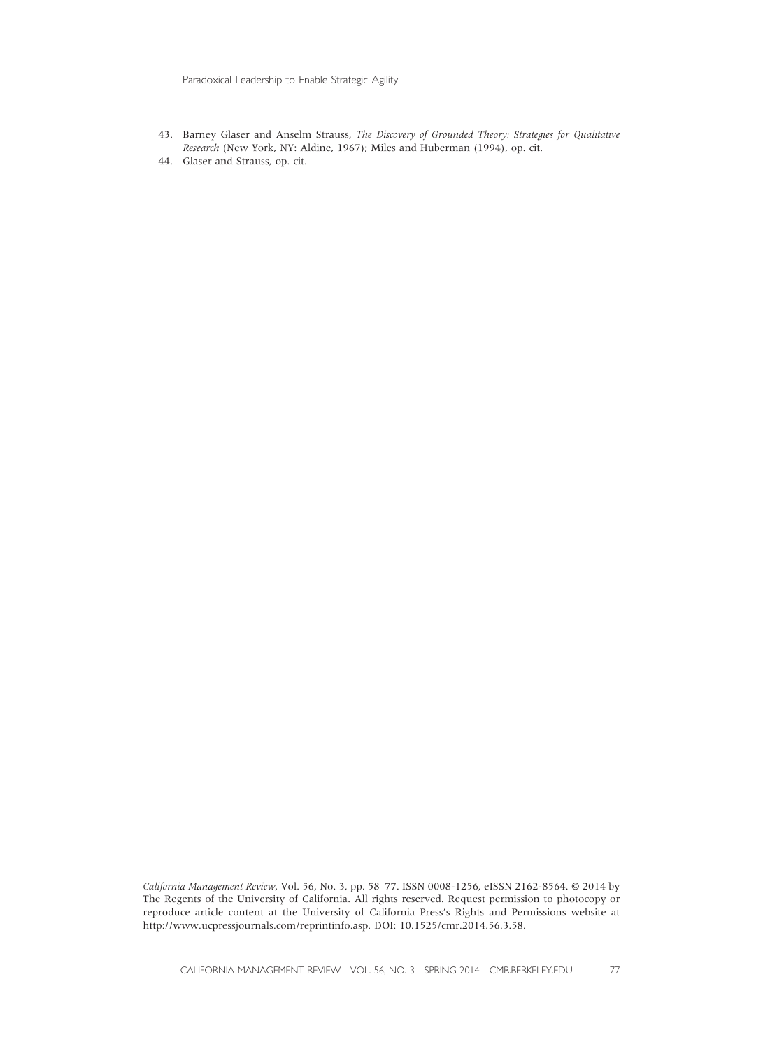43. Barney Glaser and Anselm Strauss, *The Discovery of Grounded Theory: Strategies for Qualitative Research* (New York, NY: Aldine, 1967); Miles and Huberman (1994), op. cit.
44. Glaser and Strauss, op. cit.

*California Management Review*, Vol. 56, No. 3, pp. 58–77. ISSN 0008-1256, eISSN 2162-8564. © 2014 by The Regents of the University of California. All rights reserved. Request permission to photocopy or reproduce article content at the University of California Press's Rights and Permissions website at http://www.ucpressjournals.com/reprintinfo.asp. DOI: 10.1525/cmr.2014.56.3.58.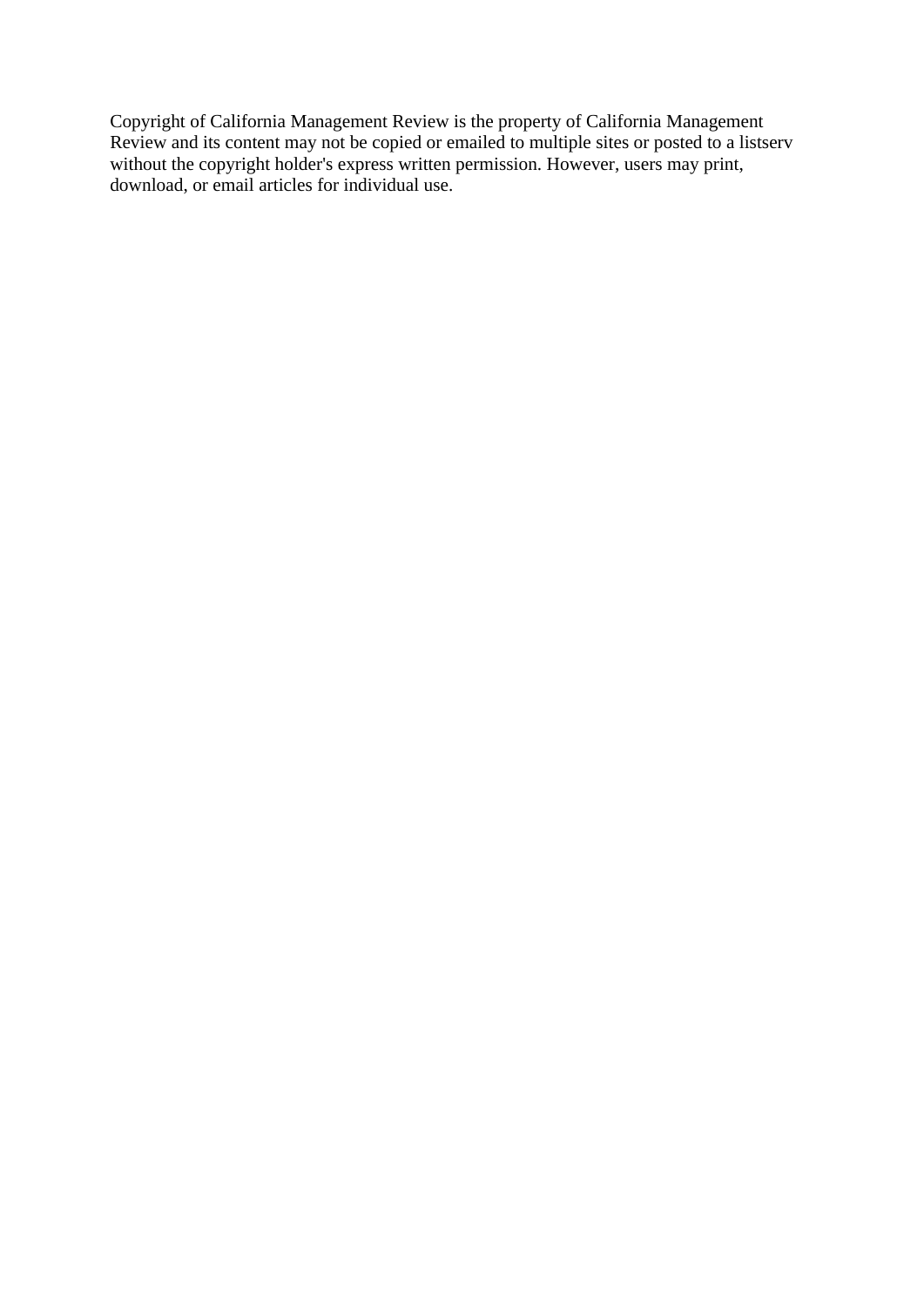Copyright of California Management Review is the property of California Management Review and its content may not be copied or emailed to multiple sites or posted to a listserv without the copyright holder's express written permission. However, users may print, download, or email articles for individual use.